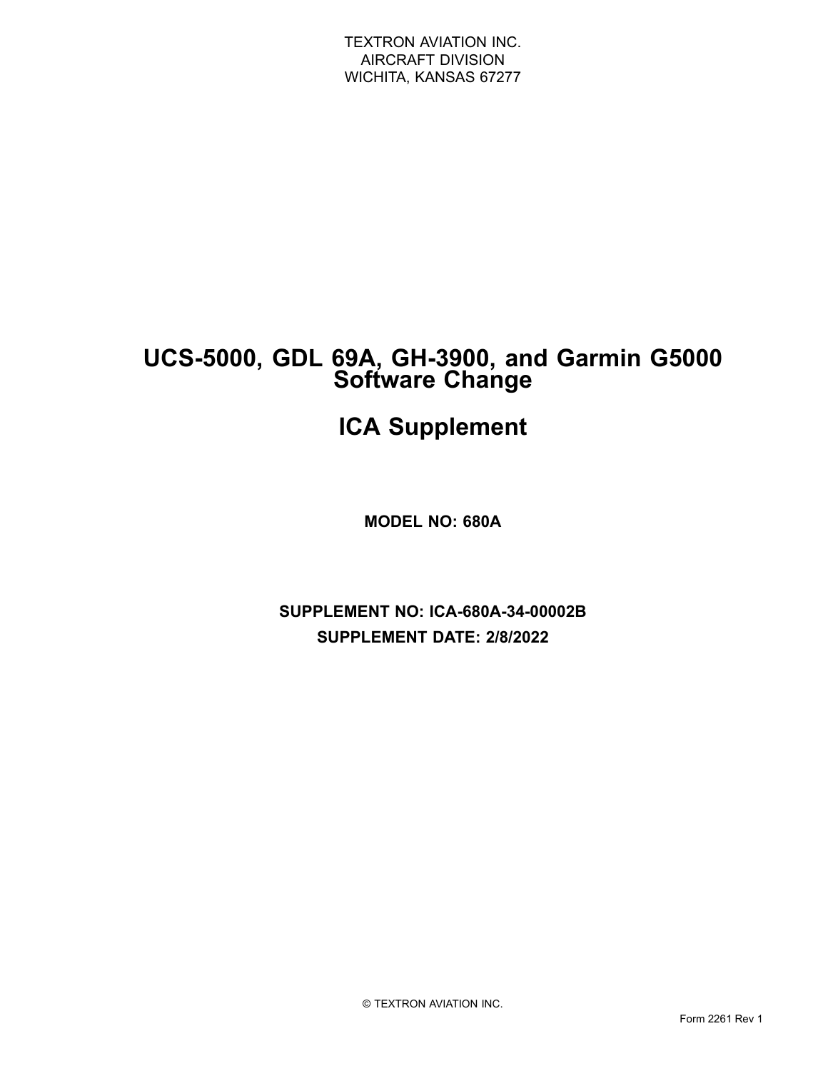TEXTRON AVIATION INC.
AIRCRAFT DIVISION
WICHITA, KANSAS 67277

# UCS-5000, GDL 69A, GH-3900, and Garmin G5000 Software Change

# ICA Supplement

**MODEL NO: 680A**

**SUPPLEMENT NO: ICA-680A-34-00002B**

**SUPPLEMENT DATE: 2/8/2022**

© TEXTRON AVIATION INC.

Form 2261 Rev 1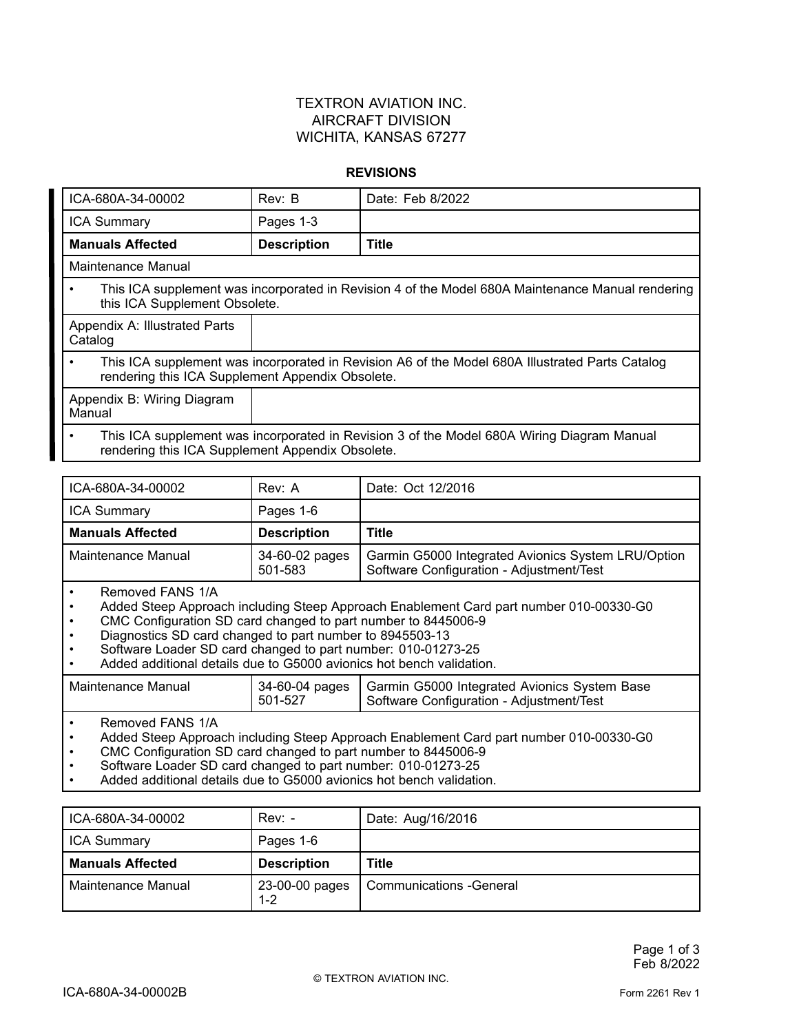TEXTRON AVIATION INC.
AIRCRAFT DIVISION
WICHITA, KANSAS 67277

## REVISIONS

| ICA-680A-34-00002 | Rev: B | Date: Feb 8/2022 |
|---|---|---|
| ICA Summary | Pages 1-3 | |
| **Manuals Affected** | **Description** | **Title** |
| Maintenance Manual | | |
| • This ICA supplement was incorporated in Revision 4 of the Model 680A Maintenance Manual rendering this ICA Supplement Obsolete. | | |
| Appendix A: Illustrated Parts Catalog | | |
| • This ICA supplement was incorporated in Revision A6 of the Model 680A Illustrated Parts Catalog rendering this ICA Supplement Appendix Obsolete. | | |
| Appendix B: Wiring Diagram Manual | | |
| • This ICA supplement was incorporated in Revision 3 of the Model 680A Wiring Diagram Manual rendering this ICA Supplement Appendix Obsolete. | | |

| ICA-680A-34-00002 | Rev: A | Date: Oct 12/2016 |
|---|---|---|
| ICA Summary | Pages 1-6 | |
| **Manuals Affected** | **Description** | **Title** |
| Maintenance Manual | 34-60-02 pages 501-583 | Garmin G5000 Integrated Avionics System LRU/Option Software Configuration - Adjustment/Test |
| • Removed FANS 1/A<br>• Added Steep Approach including Steep Approach Enablement Card part number 010-00330-G0<br>• CMC Configuration SD card changed to part number to 8445006-9<br>• Diagnostics SD card changed to part number to 8945503-13<br>• Software Loader SD card changed to part number: 010-01273-25<br>• Added additional details due to G5000 avionics hot bench validation. | | |
| Maintenance Manual | 34-60-04 pages 501-527 | Garmin G5000 Integrated Avionics System Base Software Configuration - Adjustment/Test |
| • Removed FANS 1/A<br>• Added Steep Approach including Steep Approach Enablement Card part number 010-00330-G0<br>• CMC Configuration SD card changed to part number to 8445006-9<br>• Software Loader SD card changed to part number: 010-01273-25<br>• Added additional details due to G5000 avionics hot bench validation. | | |

| ICA-680A-34-00002 | Rev: - | Date: Aug/16/2016 |
|---|---|---|
| ICA Summary | Pages 1-6 | |
| **Manuals Affected** | **Description** | **Title** |
| Maintenance Manual | 23-00-00 pages 1-2 | Communications -General |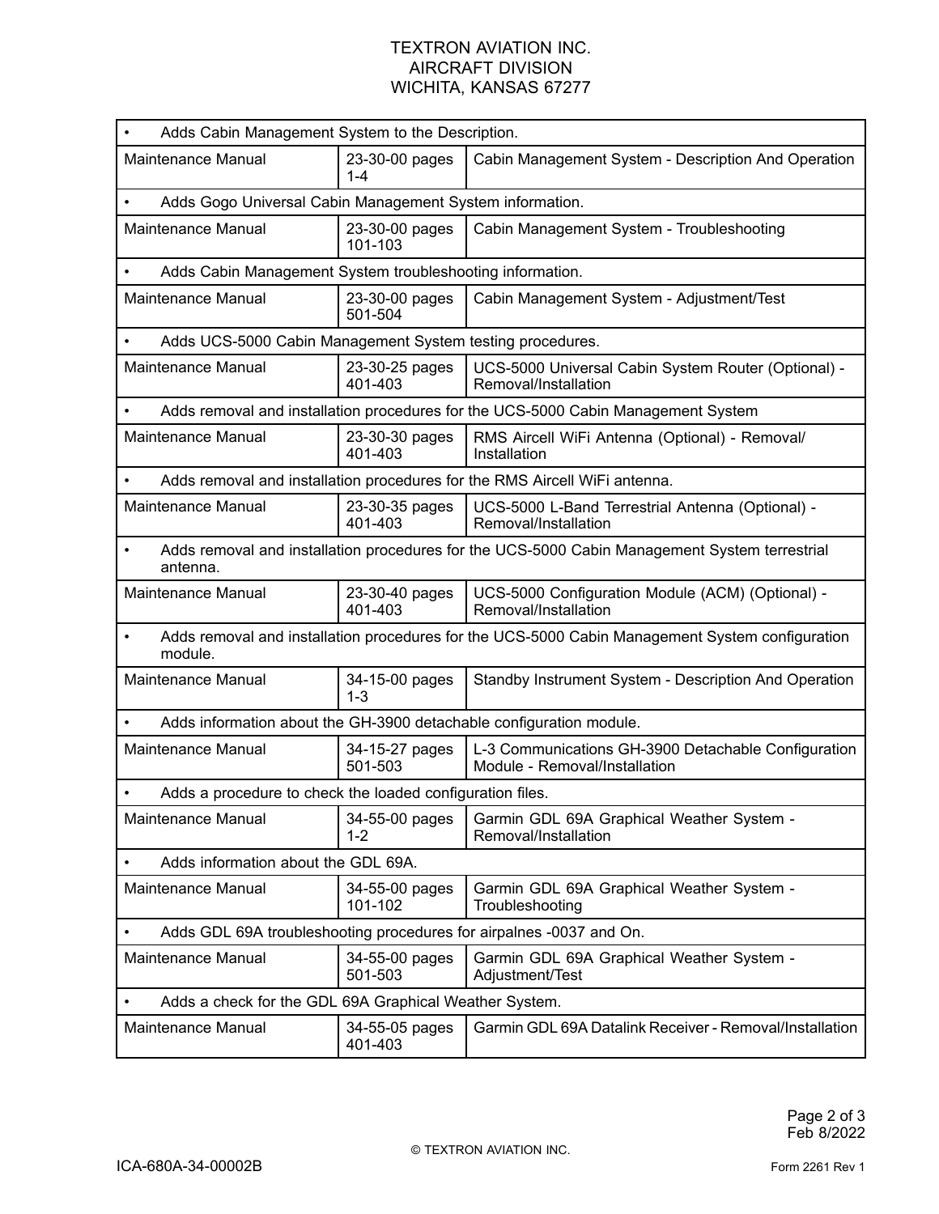| | | |
|---|---|---|
| • Adds Cabin Management System to the Description. | | |
| Maintenance Manual | 23-30-00 pages 1-4 | Cabin Management System - Description And Operation |
| • Adds Gogo Universal Cabin Management System information. | | |
| Maintenance Manual | 23-30-00 pages 101-103 | Cabin Management System - Troubleshooting |
| • Adds Cabin Management System troubleshooting information. | | |
| Maintenance Manual | 23-30-00 pages 501-504 | Cabin Management System - Adjustment/Test |
| • Adds UCS-5000 Cabin Management System testing procedures. | | |
| Maintenance Manual | 23-30-25 pages 401-403 | UCS-5000 Universal Cabin System Router (Optional) - Removal/Installation |
| • Adds removal and installation procedures for the UCS-5000 Cabin Management System | | |
| Maintenance Manual | 23-30-30 pages 401-403 | RMS Aircell WiFi Antenna (Optional) - Removal/ Installation |
| • Adds removal and installation procedures for the RMS Aircell WiFi antenna. | | |
| Maintenance Manual | 23-30-35 pages 401-403 | UCS-5000 L-Band Terrestrial Antenna (Optional) - Removal/Installation |
| • Adds removal and installation procedures for the UCS-5000 Cabin Management System terrestrial antenna. | | |
| Maintenance Manual | 23-30-40 pages 401-403 | UCS-5000 Configuration Module (ACM) (Optional) - Removal/Installation |
| • Adds removal and installation procedures for the UCS-5000 Cabin Management System configuration module. | | |
| Maintenance Manual | 34-15-00 pages 1-3 | Standby Instrument System - Description And Operation |
| • Adds information about the GH-3900 detachable configuration module. | | |
| Maintenance Manual | 34-15-27 pages 501-503 | L-3 Communications GH-3900 Detachable Configuration Module - Removal/Installation |
| • Adds a procedure to check the loaded configuration files. | | |
| Maintenance Manual | 34-55-00 pages 1-2 | Garmin GDL 69A Graphical Weather System - Removal/Installation |
| • Adds information about the GDL 69A. | | |
| Maintenance Manual | 34-55-00 pages 101-102 | Garmin GDL 69A Graphical Weather System - Troubleshooting |
| • Adds GDL 69A troubleshooting procedures for airpalnes -0037 and On. | | |
| Maintenance Manual | 34-55-00 pages 501-503 | Garmin GDL 69A Graphical Weather System - Adjustment/Test |
| • Adds a check for the GDL 69A Graphical Weather System. | | |
| Maintenance Manual | 34-55-05 pages 401-403 | Garmin GDL 69A Datalink Receiver - Removal/Installation |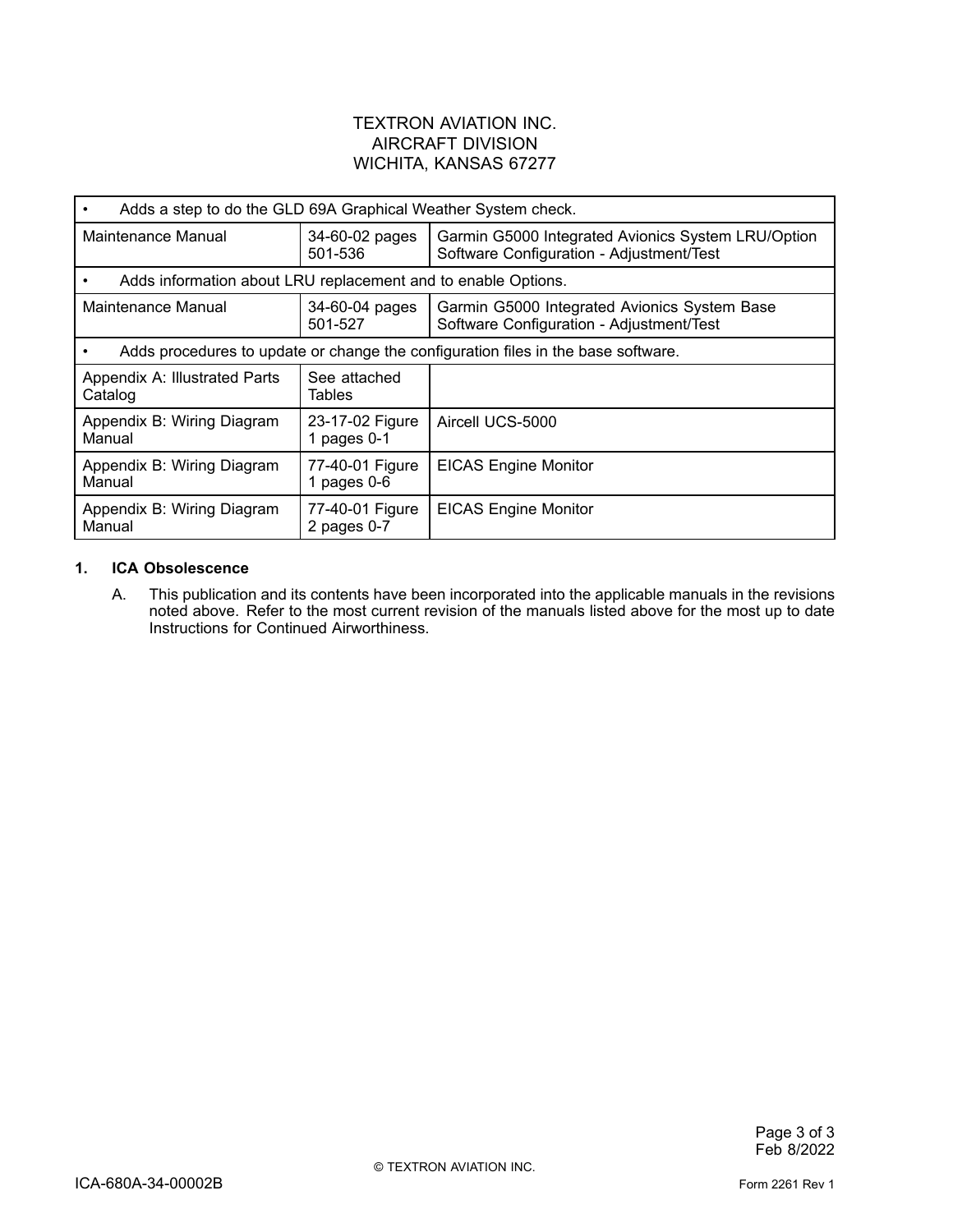TEXTRON AVIATION INC.
AIRCRAFT DIVISION
WICHITA, KANSAS 67277

| | | |
|---|---|---|
| • Adds a step to do the GLD 69A Graphical Weather System check. | | |
| Maintenance Manual | 34-60-02 pages 501-536 | Garmin G5000 Integrated Avionics System LRU/Option Software Configuration - Adjustment/Test |
| • Adds information about LRU replacement and to enable Options. | | |
| Maintenance Manual | 34-60-04 pages 501-527 | Garmin G5000 Integrated Avionics System Base Software Configuration - Adjustment/Test |
| • Adds procedures to update or change the configuration files in the base software. | | |
| Appendix A: Illustrated Parts Catalog | See attached Tables | |
| Appendix B: Wiring Diagram Manual | 23-17-02 Figure 1 pages 0-1 | Aircell UCS-5000 |
| Appendix B: Wiring Diagram Manual | 77-40-01 Figure 1 pages 0-6 | EICAS Engine Monitor |
| Appendix B: Wiring Diagram Manual | 77-40-01 Figure 2 pages 0-7 | EICAS Engine Monitor |

## 1. ICA Obsolescence

A. This publication and its contents have been incorporated into the applicable manuals in the revisions noted above. Refer to the most current revision of the manuals listed above for the most up to date Instructions for Continued Airworthiness.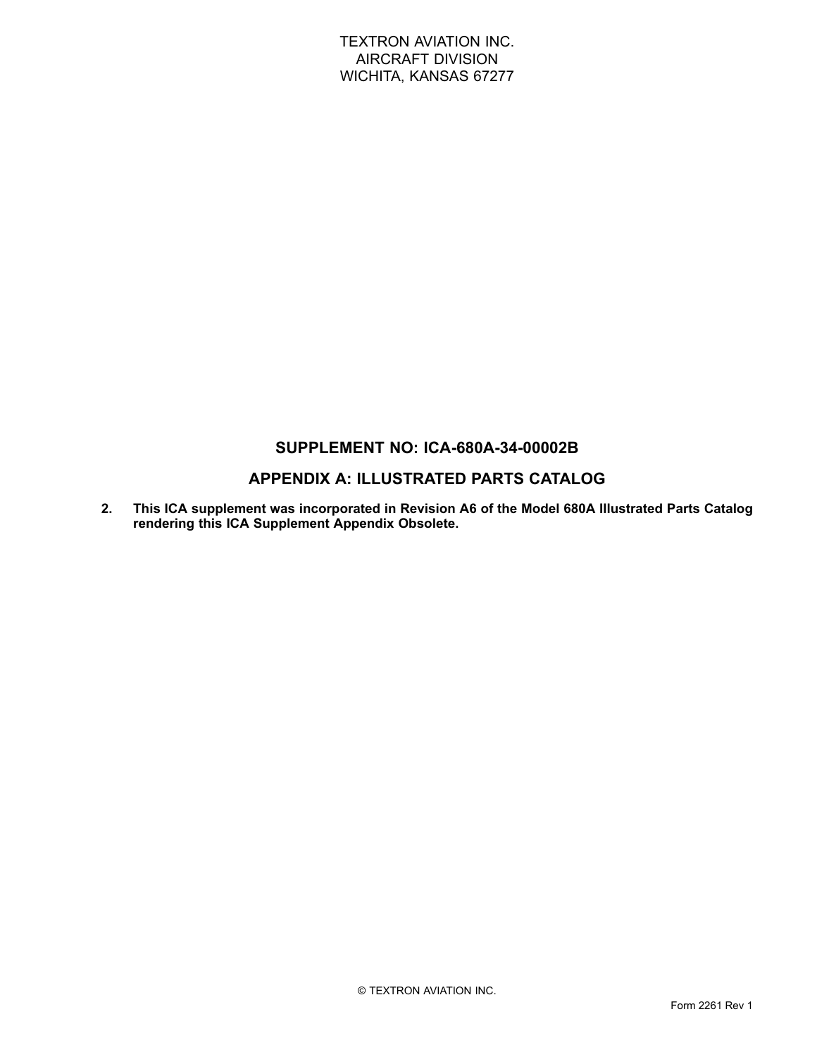TEXTRON AVIATION INC.
AIRCRAFT DIVISION
WICHITA, KANSAS 67277

## SUPPLEMENT NO: ICA-680A-34-00002B

## APPENDIX A: ILLUSTRATED PARTS CATALOG

2. **This ICA supplement was incorporated in Revision A6 of the Model 680A Illustrated Parts Catalog rendering this ICA Supplement Appendix Obsolete.**

© TEXTRON AVIATION INC.

Form 2261 Rev 1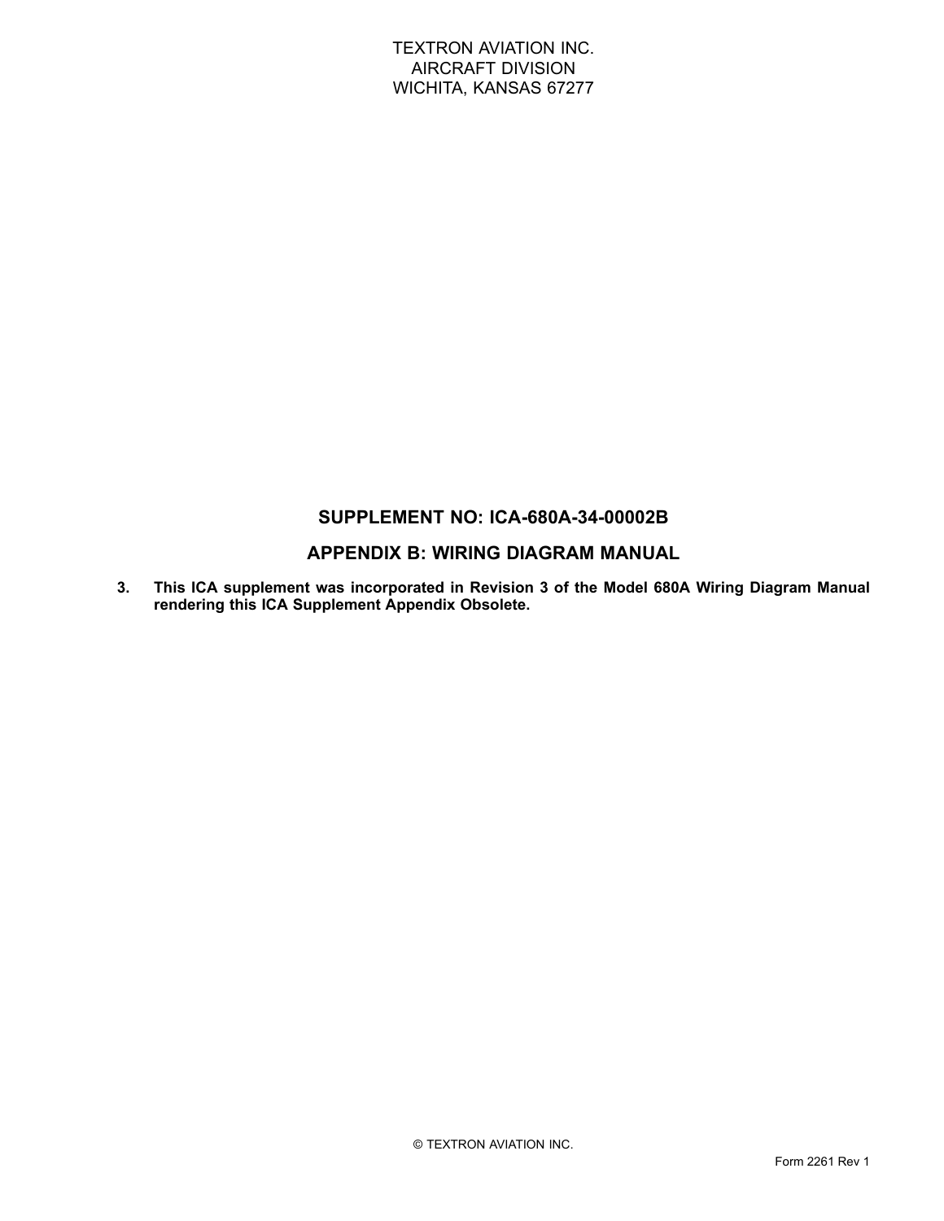TEXTRON AVIATION INC.
AIRCRAFT DIVISION
WICHITA, KANSAS 67277

## SUPPLEMENT NO: ICA-680A-34-00002B

## APPENDIX B: WIRING DIAGRAM MANUAL

3. **This ICA supplement was incorporated in Revision 3 of the Model 680A Wiring Diagram Manual rendering this ICA Supplement Appendix Obsolete.**

© TEXTRON AVIATION INC.

Form 2261 Rev 1